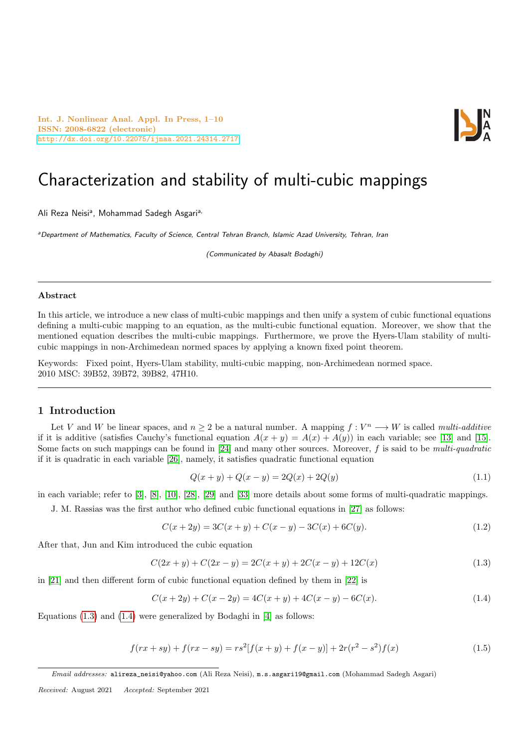# Characterization and stability of multi-cubic mappings

Ali Reza Neisi[a], Mohammad Sadegh Asgari[a,]

[a] *Department of Mathematics, Faculty of Science, Central Tehran Branch, Islamic Azad University, Tehran, Iran*

*(Communicated by Abasalt Bodaghi)*

## Abstract

In this article, we introduce a new class of multi-cubic mappings and then unify a system of cubic functional equations defining a multi-cubic mapping to an equation, as the multi-cubic functional equation. Moreover, we show that the mentioned equation describes the multi-cubic mappings. Furthermore, we prove the Hyers-Ulam stability of multi-cubic mappings in non-Archimedean normed spaces by applying a known fixed point theorem.

Keywords: Fixed point, Hyers-Ulam stability, multi-cubic mapping, non-Archimedean normed space.
2010 MSC: 39B52, 39B72, 39B82, 47H10.

## 1 Introduction

Let $V$ and $W$ be linear spaces, and $n \geq 2$ be a natural number. A mapping $f : V^n \longrightarrow W$ is called *multi-additive* if it is additive (satisfies Cauchy's functional equation $A(x + y) = A(x) + A(y)$) in each variable; see [13] and [15]. Some facts on such mappings can be found in [24] and many other sources. Moreover, $f$ is said to be *multi-quadratic* if it is quadratic in each variable [26], namely, it satisfies quadratic functional equation

$$Q(x + y) + Q(x - y) = 2Q(x) + 2Q(y) \tag{1.1}$$

in each variable; refer to [3], [8], [10], [28], [29] and [33] more details about some forms of multi-quadratic mappings.

J. M. Rassias was the first author who defined cubic functional equations in [27] as follows:

$$C(x + 2y) = 3C(x + y) + C(x - y) - 3C(x) + 6C(y). \tag{1.2}$$

After that, Jun and Kim introduced the cubic equation

$$C(2x + y) + C(2x - y) = 2C(x + y) + 2C(x - y) + 12C(x) \tag{1.3}$$

in [21] and then different form of cubic functional equation defined by them in [22] is

$$C(x + 2y) + C(x - 2y) = 4C(x + y) + 4C(x - y) - 6C(x). \tag{1.4}$$

Equations (1.3) and (1.4) were generalized by Bodaghi in [4] as follows:

$$f(rx + sy) + f(rx - sy) = rs^2[f(x + y) + f(x - y)] + 2r(r^2 - s^2)f(x) \tag{1.5}$$

*Email addresses:* alireza_neisi@yahoo.com (Ali Reza Neisi), m.s.asgari19@gmail.com (Mohammad Sadegh Asgari)

*Received:* August 2021 *Accepted:* September 2021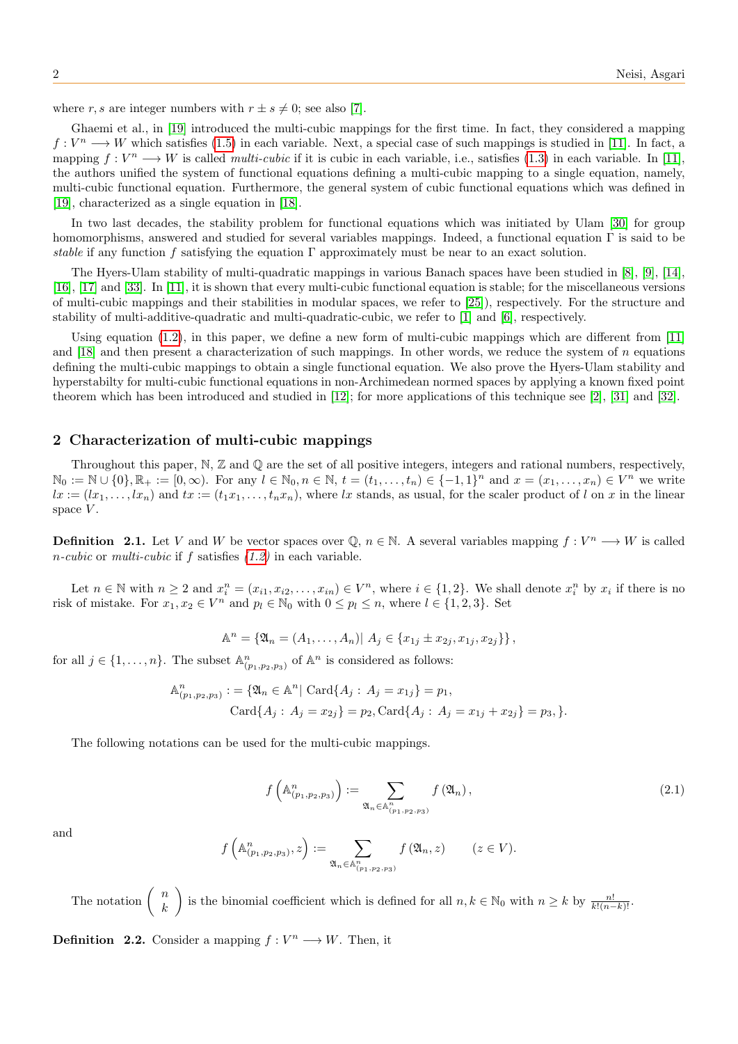where $r, s$ are integer numbers with $r \pm s \neq 0$; see also [7].

Ghaemi et al., in [19] introduced the multi-cubic mappings for the first time. In fact, they considered a mapping $f : V^n \longrightarrow W$ which satisfies (1.5) in each variable. Next, a special case of such mappings is studied in [11]. In fact, a mapping $f : V^n \longrightarrow W$ is called *multi-cubic* if it is cubic in each variable, i.e., satisfies (1.3) in each variable. In [11], the authors unified the system of functional equations defining a multi-cubic mapping to a single equation, namely, multi-cubic functional equation. Furthermore, the general system of cubic functional equations which was defined in [19], characterized as a single equation in [18].

In two last decades, the stability problem for functional equations which was initiated by Ulam [30] for group homomorphisms, answered and studied for several variables mappings. Indeed, a functional equation $\Gamma$ is said to be *stable* if any function $f$ satisfying the equation $\Gamma$ approximately must be near to an exact solution.

The Hyers-Ulam stability of multi-quadratic mappings in various Banach spaces have been studied in [8], [9], [14], [16], [17] and [33]. In [11], it is shown that every multi-cubic functional equation is stable; for the miscellaneous versions of multi-cubic mappings and their stabilities in modular spaces, we refer to [25]), respectively. For the structure and stability of multi-additive-quadratic and multi-quadratic-cubic, we refer to [1] and [6], respectively.

Using equation (1.2), in this paper, we define a new form of multi-cubic mappings which are different from [11] and [18] and then present a characterization of such mappings. In other words, we reduce the system of $n$ equations defining the multi-cubic mappings to obtain a single functional equation. We also prove the Hyers-Ulam stability and hyperstabilty for multi-cubic functional equations in non-Archimedean normed spaces by applying a known fixed point theorem which has been introduced and studied in [12]; for more applications of this technique see [2], [31] and [32].

## 2 Characterization of multi-cubic mappings

Throughout this paper, $\mathbb{N}$, $\mathbb{Z}$ and $\mathbb{Q}$ are the set of all positive integers, integers and rational numbers, respectively, $\mathbb{N}_0 := \mathbb{N} \cup \{0\}, \mathbb{R}_+ := [0, \infty)$. For any $l \in \mathbb{N}_0, n \in \mathbb{N}$, $t = (t_1, \ldots, t_n) \in \{-1, 1\}^n$ and $x = (x_1, \ldots, x_n) \in V^n$ we write $lx := (lx_1, \ldots, lx_n)$ and $tx := (t_1x_1, \ldots, t_nx_n)$, where $lx$ stands, as usual, for the scaler product of $l$ on $x$ in the linear space $V$.

**Definition 2.1.** Let $V$ and $W$ be vector spaces over $\mathbb{Q}$, $n \in \mathbb{N}$. A several variables mapping $f : V^n \longrightarrow W$ is called *n-cubic* or *multi-cubic* if $f$ satisfies *(1.2)* in each variable.

Let $n \in \mathbb{N}$ with $n \geq 2$ and $x_i^n = (x_{i1}, x_{i2}, \ldots, x_{in}) \in V^n$, where $i \in \{1, 2\}$. We shall denote $x_i^n$ by $x_i$ if there is no risk of mistake. For $x_1, x_2 \in V^n$ and $p_l \in \mathbb{N}_0$ with $0 \leq p_l \leq n$, where $l \in \{1, 2, 3\}$. Set

$$\mathbb{A}^n = \{\mathfrak{A}_n = (A_1, \ldots, A_n) |\ A_j \in \{x_{1j} \pm x_{2j}, x_{1j}, x_{2j}\}\},$$

for all $j \in \{1, \ldots, n\}$. The subset $\mathbb{A}^n_{(p_1,p_2,p_3)}$ of $\mathbb{A}^n$ is considered as follows:

$$\begin{aligned}\mathbb{A}^n_{(p_1,p_2,p_3)} : &= \{\mathfrak{A}_n \in \mathbb{A}^n |\ \mathrm{Card}\{A_j : A_j = x_{1j}\} = p_1, \\ &\mathrm{Card}\{A_j : A_j = x_{2j}\} = p_2, \mathrm{Card}\{A_j : A_j = x_{1j} + x_{2j}\} = p_3, \}.\end{aligned}$$

The following notations can be used for the multi-cubic mappings.

$$f\left(\mathbb{A}^n_{(p_1,p_2,p_3)}\right) := \sum_{\mathfrak{A}_n \in \mathbb{A}^n_{(p_1,p_2,p_3)}} f\left(\mathfrak{A}_n\right), \tag{2.1}$$

and

$$f\left(\mathbb{A}^n_{(p_1,p_2,p_3)}, z\right) := \sum_{\mathfrak{A}_n \in \mathbb{A}^n_{(p_1,p_2,p_3)}} f\left(\mathfrak{A}_n, z\right) \qquad (z \in V).$$

The notation $\begin{pmatrix} n \\ k \end{pmatrix}$ is the binomial coefficient which is defined for all $n, k \in \mathbb{N}_0$ with $n \geq k$ by $\frac{n!}{k!(n-k)!}$.

**Definition 2.2.** Consider a mapping $f : V^n \longrightarrow W$. Then, it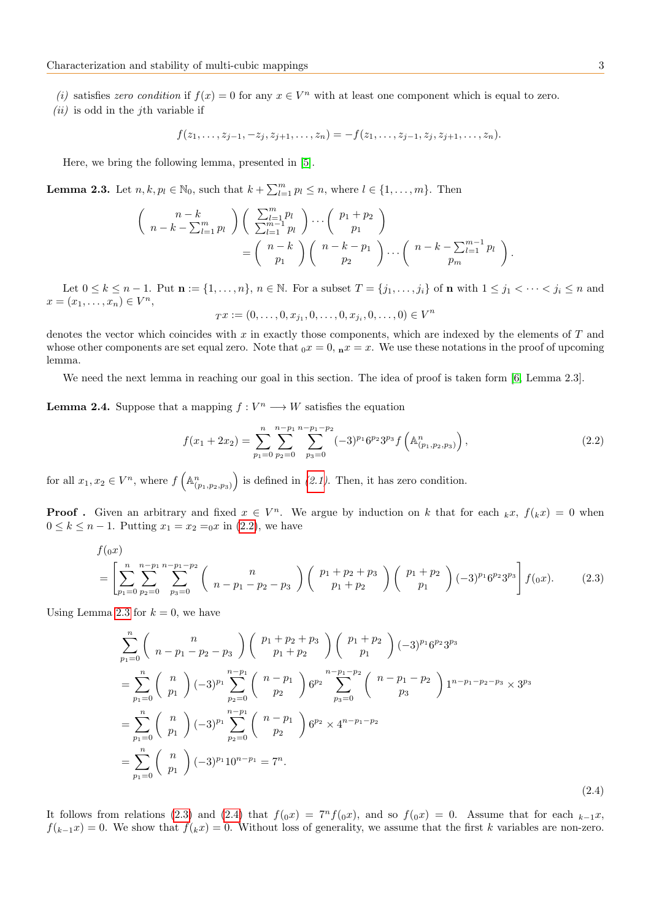*(i)* satisfies *zero condition* if $f(x) = 0$ for any $x \in V^n$ with at least one component which is equal to zero.

*(ii)* is odd in the $j$th variable if

$$f(z_1, \ldots, z_{j-1}, -z_j, z_{j+1}, \ldots, z_n) = -f(z_1, \ldots, z_{j-1}, z_j, z_{j+1}, \ldots, z_n).$$

Here, we bring the following lemma, presented in [5].

**Lemma 2.3.** Let $n, k, p_l \in \mathbb{N}_0$, such that $k + \sum_{l=1}^{m} p_l \leq n$, where $l \in \{1, \ldots, m\}$. Then

$$\begin{aligned}\binom{n-k}{n-k-\sum_{l=1}^{m} p_l}\binom{\sum_{l=1}^{m} p_l}{\sum_{l=1}^{m-1} p_l}\cdots\binom{p_1+p_2}{p_1} \\ = \binom{n-k}{p_1}\binom{n-k-p_1}{p_2}\cdots\binom{n-k-\sum_{l=1}^{m-1} p_l}{p_m}.\end{aligned}$$

Let $0 \leq k \leq n-1$. Put $\mathbf{n} := \{1, \ldots, n\}$, $n \in \mathbb{N}$. For a subset $T = \{j_1, \ldots, j_i\}$ of $\mathbf{n}$ with $1 \leq j_1 < \cdots < j_i \leq n$ and $x = (x_1, \ldots, x_n) \in V^n$,

$${}_T x := (0, \ldots, 0, x_{j_1}, 0, \ldots, 0, x_{j_i}, 0, \ldots, 0) \in V^n$$

denotes the vector which coincides with $x$ in exactly those components, which are indexed by the elements of $T$ and whose other components are set equal zero. Note that ${}_0 x = 0$, ${}_{\mathbf{n}} x = x$. We use these notations in the proof of upcoming lemma.

We need the next lemma in reaching our goal in this section. The idea of proof is taken form [6, Lemma 2.3].

**Lemma 2.4.** Suppose that a mapping $f : V^n \longrightarrow W$ satisfies the equation

$$f(x_1 + 2x_2) = \sum_{p_1=0}^{n}\sum_{p_2=0}^{n-p_1}\sum_{p_3=0}^{n-p_1-p_2} (-3)^{p_1} 6^{p_2} 3^{p_3} f\left(\mathbb{A}^n_{(p_1,p_2,p_3)}\right), \tag{2.2}$$

for all $x_1, x_2 \in V^n$, where $f\left(\mathbb{A}^n_{(p_1,p_2,p_3)}\right)$ is defined in (2.1). Then, it has zero condition.

**Proof .** Given an arbitrary and fixed $x \in V^n$. We argue by induction on $k$ that for each ${}_k x$, $f({}_k x) = 0$ when $0 \leq k \leq n-1$. Putting $x_1 = x_2 = {}_0 x$ in (2.2), we have

$$\begin{aligned} &f({}_0 x) \\ &= \left[\sum_{p_1=0}^{n}\sum_{p_2=0}^{n-p_1}\sum_{p_3=0}^{n-p_1-p_2} \binom{n}{n-p_1-p_2-p_3}\binom{p_1+p_2+p_3}{p_1+p_2}\binom{p_1+p_2}{p_1}(-3)^{p_1}6^{p_2}3^{p_3}\right] f({}_0 x). \end{aligned} \tag{2.3}$$

Using Lemma 2.3 for $k = 0$, we have

$$\begin{aligned} &\sum_{p_1=0}^{n} \binom{n}{n-p_1-p_2-p_3}\binom{p_1+p_2+p_3}{p_1+p_2}\binom{p_1+p_2}{p_1}(-3)^{p_1}6^{p_2}3^{p_3} \\ &= \sum_{p_1=0}^{n}\binom{n}{p_1}(-3)^{p_1}\sum_{p_2=0}^{n-p_1}\binom{n-p_1}{p_2}6^{p_2}\sum_{p_3=0}^{n-p_1-p_2}\binom{n-p_1-p_2}{p_3}1^{n-p_1-p_2-p_3}\times 3^{p_3} \\ &= \sum_{p_1=0}^{n}\binom{n}{p_1}(-3)^{p_1}\sum_{p_2=0}^{n-p_1}\binom{n-p_1}{p_2}6^{p_2}\times 4^{n-p_1-p_2} \\ &= \sum_{p_1=0}^{n}\binom{n}{p_1}(-3)^{p_1}10^{n-p_1} = 7^n. \end{aligned} \tag{2.4}$$

It follows from relations (2.3) and (2.4) that $f({}_0 x) = 7^n f({}_0 x)$, and so $f({}_0 x) = 0$. Assume that for each ${}_{k-1} x$, $f({}_{k-1} x) = 0$. We show that $f({}_k x) = 0$. Without loss of generality, we assume that the first $k$ variables are non-zero.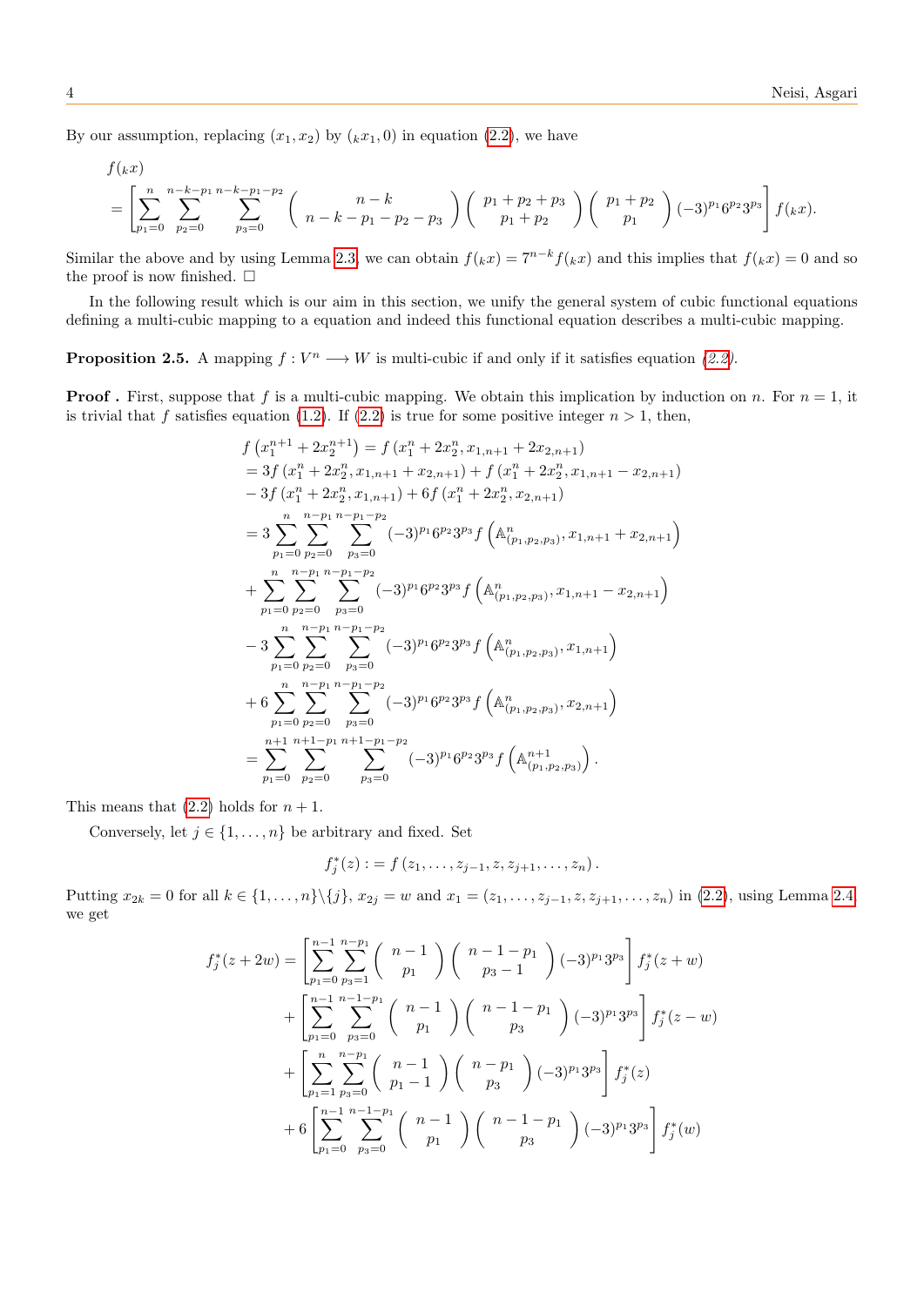By our assumption, replacing $(x_1, x_2)$ by $({}_kx_1, 0)$ in equation (2.2), we have

$$
\begin{aligned}
&f({}_kx)\\
&= \left[\sum_{p_1=0}^{n}\sum_{p_2=0}^{n-k-p_1}\sum_{p_3=0}^{n-k-p_1-p_2}\binom{n-k}{n-k-p_1-p_2-p_3}\binom{p_1+p_2+p_3}{p_1+p_2}\binom{p_1+p_2}{p_1}(-3)^{p_1}6^{p_2}3^{p_3}\right]f({}_kx).
\end{aligned}
$$

Similar the above and by using Lemma 2.3, we can obtain $f({}_kx) = 7^{n-k}f({}_kx)$ and this implies that $f({}_kx) = 0$ and so the proof is now finished. $\square$

In the following result which is our aim in this section, we unify the general system of cubic functional equations defining a multi-cubic mapping to a equation and indeed this functional equation describes a multi-cubic mapping.

**Proposition 2.5.** *A mapping $f : V^n \longrightarrow W$ is multi-cubic if and only if it satisfies equation (2.2).*

**Proof .** First, suppose that $f$ is a multi-cubic mapping. We obtain this implication by induction on $n$. For $n = 1$, it is trivial that $f$ satisfies equation (1.2). If (2.2) is true for some positive integer $n > 1$, then,

$$
\begin{aligned}
&f\left(x_1^{n+1} + 2x_2^{n+1}\right) = f\left(x_1^n + 2x_2^n, x_{1,n+1} + 2x_{2,n+1}\right)\\
&= 3f\left(x_1^n + 2x_2^n, x_{1,n+1} + x_{2,n+1}\right) + f\left(x_1^n + 2x_2^n, x_{1,n+1} - x_{2,n+1}\right)\\
&- 3f\left(x_1^n + 2x_2^n, x_{1,n+1}\right) + 6f\left(x_1^n + 2x_2^n, x_{2,n+1}\right)\\
&= 3\sum_{p_1=0}^{n}\sum_{p_2=0}^{n-p_1}\sum_{p_3=0}^{n-p_1-p_2}(-3)^{p_1}6^{p_2}3^{p_3}f\left(\mathbb{A}^n_{(p_1,p_2,p_3)}, x_{1,n+1} + x_{2,n+1}\right)\\
&+ \sum_{p_1=0}^{n}\sum_{p_2=0}^{n-p_1}\sum_{p_3=0}^{n-p_1-p_2}(-3)^{p_1}6^{p_2}3^{p_3}f\left(\mathbb{A}^n_{(p_1,p_2,p_3)}, x_{1,n+1} - x_{2,n+1}\right)\\
&- 3\sum_{p_1=0}^{n}\sum_{p_2=0}^{n-p_1}\sum_{p_3=0}^{n-p_1-p_2}(-3)^{p_1}6^{p_2}3^{p_3}f\left(\mathbb{A}^n_{(p_1,p_2,p_3)}, x_{1,n+1}\right)\\
&+ 6\sum_{p_1=0}^{n}\sum_{p_2=0}^{n-p_1}\sum_{p_3=0}^{n-p_1-p_2}(-3)^{p_1}6^{p_2}3^{p_3}f\left(\mathbb{A}^n_{(p_1,p_2,p_3)}, x_{2,n+1}\right)\\
&= \sum_{p_1=0}^{n+1}\sum_{p_2=0}^{n+1-p_1}\sum_{p_3=0}^{n+1-p_1-p_2}(-3)^{p_1}6^{p_2}3^{p_3}f\left(\mathbb{A}^{n+1}_{(p_1,p_2,p_3)}\right).
\end{aligned}
$$

This means that (2.2) holds for $n + 1$.

Conversely, let $j \in \{1, \ldots, n\}$ be arbitrary and fixed. Set

$$
f_j^*(z) := f\left(z_1, \ldots, z_{j-1}, z, z_{j+1}, \ldots, z_n\right).
$$

Putting $x_{2k} = 0$ for all $k \in \{1, \ldots, n\}\backslash\{j\}$, $x_{2j} = w$ and $x_1 = (z_1, \ldots, z_{j-1}, z, z_{j+1}, \ldots, z_n)$ in (2.2), using Lemma 2.4 we get

$$
\begin{aligned}
f_j^*(z + 2w) &= \left[\sum_{p_1=0}^{n-1}\sum_{p_3=1}^{n-p_1}\binom{n-1}{p_1}\binom{n-1-p_1}{p_3-1}(-3)^{p_1}3^{p_3}\right]f_j^*(z + w)\\
&+ \left[\sum_{p_1=0}^{n-1}\sum_{p_3=0}^{n-1-p_1}\binom{n-1}{p_1}\binom{n-1-p_1}{p_3}(-3)^{p_1}3^{p_3}\right]f_j^*(z - w)\\
&+ \left[\sum_{p_1=1}^{n}\sum_{p_3=0}^{n-p_1}\binom{n-1}{p_1-1}\binom{n-p_1}{p_3}(-3)^{p_1}3^{p_3}\right]f_j^*(z)\\
&+ 6\left[\sum_{p_1=0}^{n-1}\sum_{p_3=0}^{n-1-p_1}\binom{n-1}{p_1}\binom{n-1-p_1}{p_3}(-3)^{p_1}3^{p_3}\right]f_j^*(w)
\end{aligned}
$$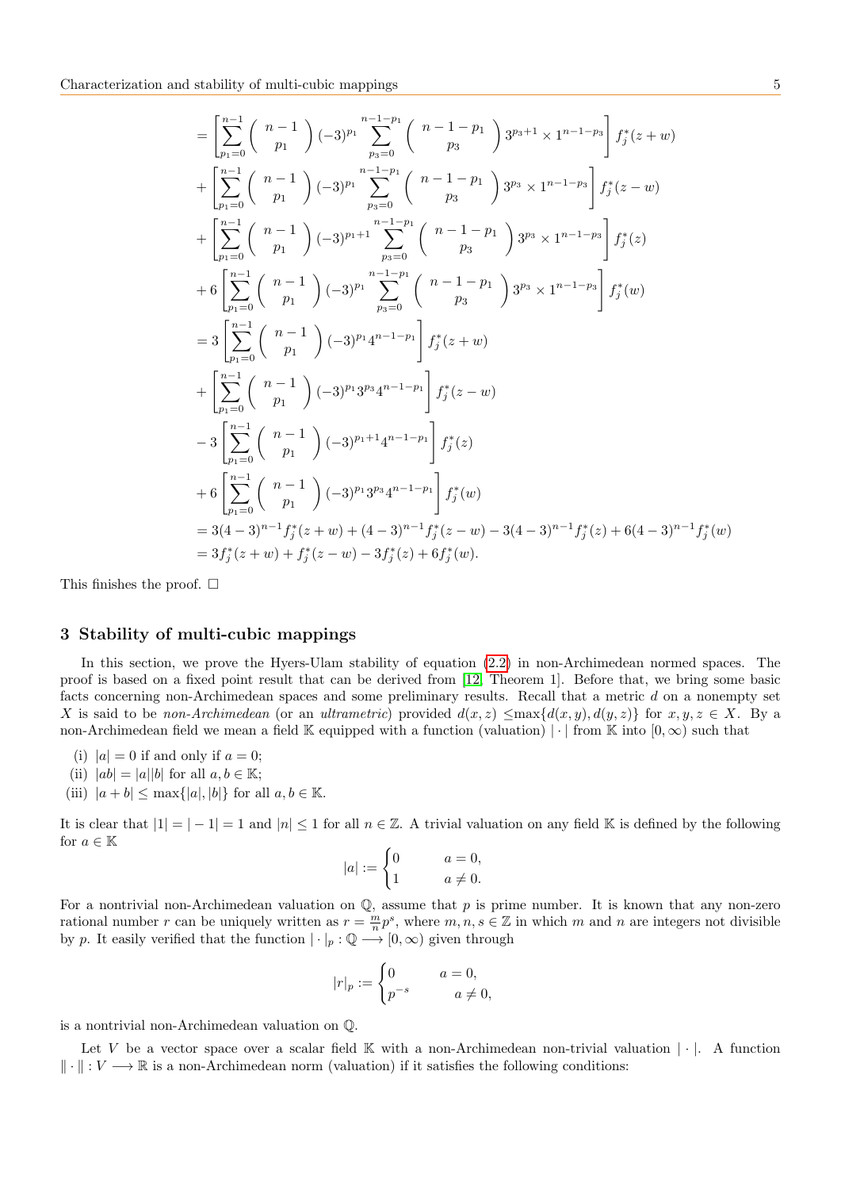$$
\begin{aligned}
&= \left[\sum_{p_1=0}^{n-1} \binom{n-1}{p_1} (-3)^{p_1} \sum_{p_3=0}^{n-1-p_1} \binom{n-1-p_1}{p_3} 3^{p_3+1} \times 1^{n-1-p_3}\right] f_j^*(z+w) \\
&+ \left[\sum_{p_1=0}^{n-1} \binom{n-1}{p_1} (-3)^{p_1} \sum_{p_3=0}^{n-1-p_1} \binom{n-1-p_1}{p_3} 3^{p_3} \times 1^{n-1-p_3}\right] f_j^*(z-w) \\
&+ \left[\sum_{p_1=0}^{n-1} \binom{n-1}{p_1} (-3)^{p_1+1} \sum_{p_3=0}^{n-1-p_1} \binom{n-1-p_1}{p_3} 3^{p_3} \times 1^{n-1-p_3}\right] f_j^*(z) \\
&+ 6\left[\sum_{p_1=0}^{n-1} \binom{n-1}{p_1} (-3)^{p_1} \sum_{p_3=0}^{n-1-p_1} \binom{n-1-p_1}{p_3} 3^{p_3} \times 1^{n-1-p_3}\right] f_j^*(w) \\
&= 3\left[\sum_{p_1=0}^{n-1} \binom{n-1}{p_1} (-3)^{p_1} 4^{n-1-p_1}\right] f_j^*(z+w) \\
&+ \left[\sum_{p_1=0}^{n-1} \binom{n-1}{p_1} (-3)^{p_1} 3^{p_3} 4^{n-1-p_1}\right] f_j^*(z-w) \\
&- 3\left[\sum_{p_1=0}^{n-1} \binom{n-1}{p_1} (-3)^{p_1+1} 4^{n-1-p_1}\right] f_j^*(z) \\
&+ 6\left[\sum_{p_1=0}^{n-1} \binom{n-1}{p_1} (-3)^{p_1} 3^{p_3} 4^{n-1-p_1}\right] f_j^*(w) \\
&= 3(4-3)^{n-1} f_j^*(z+w) + (4-3)^{n-1} f_j^*(z-w) - 3(4-3)^{n-1} f_j^*(z) + 6(4-3)^{n-1} f_j^*(w) \\
&= 3f_j^*(z+w) + f_j^*(z-w) - 3f_j^*(z) + 6f_j^*(w).
\end{aligned}
$$

This finishes the proof. □

## 3 Stability of multi-cubic mappings

In this section, we prove the Hyers-Ulam stability of equation (2.2) in non-Archimedean normed spaces. The proof is based on a fixed point result that can be derived from [12, Theorem 1]. Before that, we bring some basic facts concerning non-Archimedean spaces and some preliminary results. Recall that a metric $d$ on a nonempty set $X$ is said to be *non-Archimedean* (or an *ultrametric*) provided $d(x,z) \leq \max\{d(x,y), d(y,z)\}$ for $x, y, z \in X$. By a non-Archimedean field we mean a field $\mathbb{K}$ equipped with a function (valuation) $|\cdot|$ from $\mathbb{K}$ into $[0,\infty)$ such that

(i) $|a| = 0$ if and only if $a = 0$;
(ii) $|ab| = |a||b|$ for all $a, b \in \mathbb{K}$;
(iii) $|a+b| \leq \max\{|a|, |b|\}$ for all $a, b \in \mathbb{K}$.

It is clear that $|1| = |-1| = 1$ and $|n| \leq 1$ for all $n \in \mathbb{Z}$. A trivial valuation on any field $\mathbb{K}$ is defined by the following for $a \in \mathbb{K}$

$$
|a| := \begin{cases} 0 & a = 0, \\ 1 & a \neq 0. \end{cases}
$$

For a nontrivial non-Archimedean valuation on $\mathbb{Q}$, assume that $p$ is prime number. It is known that any non-zero rational number $r$ can be uniquely written as $r = \frac{m}{n}p^s$, where $m, n, s \in \mathbb{Z}$ in which $m$ and $n$ are integers not divisible by $p$. It easily verified that the function $|\cdot|_p : \mathbb{Q} \longrightarrow [0,\infty)$ given through

$$
|r|_p := \begin{cases} 0 & a = 0, \\ p^{-s} & a \neq 0, \end{cases}
$$

is a nontrivial non-Archimedean valuation on $\mathbb{Q}$.

Let $V$ be a vector space over a scalar field $\mathbb{K}$ with a non-Archimedean non-trivial valuation $|\cdot|$. A function $\|\cdot\| : V \longrightarrow \mathbb{R}$ is a non-Archimedean norm (valuation) if it satisfies the following conditions: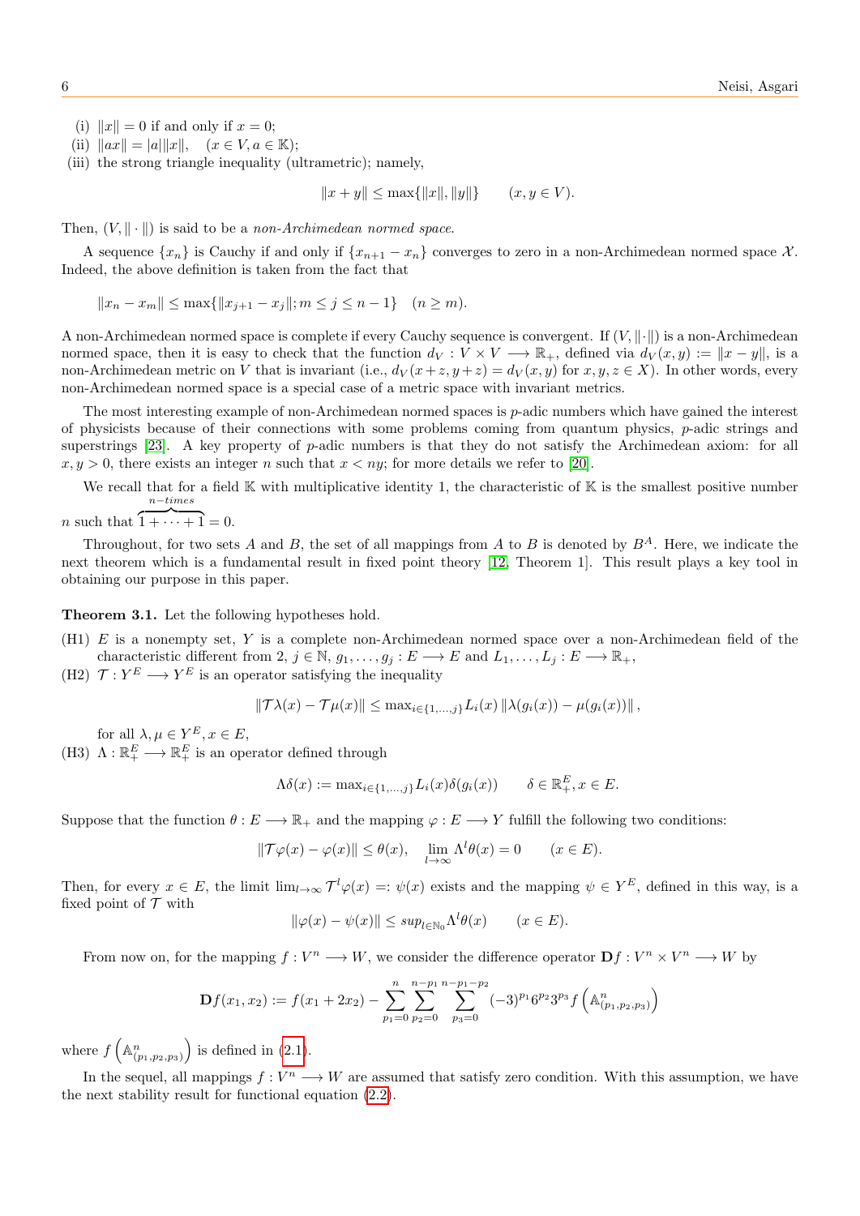(i) $\|x\| = 0$ if and only if $x = 0$;
(ii) $\|ax\| = |a|\|x\|, \quad (x \in V, a \in \mathbb{K})$;
(iii) the strong triangle inequality (ultrametric); namely,

$$\|x + y\| \leq \max\{\|x\|, \|y\|\} \qquad (x, y \in V).$$

Then, $(V, \|\cdot\|)$ is said to be a *non-Archimedean normed space*.

A sequence $\{x_n\}$ is Cauchy if and only if $\{x_{n+1} - x_n\}$ converges to zero in a non-Archimedean normed space $\mathcal{X}$. Indeed, the above definition is taken from the fact that

$$\|x_n - x_m\| \leq \max\{\|x_{j+1} - x_j\|; m \leq j \leq n-1\} \quad (n \geq m).$$

A non-Archimedean normed space is complete if every Cauchy sequence is convergent. If $(V, \|\cdot\|)$ is a non-Archimedean normed space, then it is easy to check that the function $d_V : V \times V \longrightarrow \mathbb{R}_+$, defined via $d_V(x, y) := \|x - y\|$, is a non-Archimedean metric on $V$ that is invariant (i.e., $d_V(x + z, y + z) = d_V(x, y)$ for $x, y, z \in X$). In other words, every non-Archimedean normed space is a special case of a metric space with invariant metrics.

The most interesting example of non-Archimedean normed spaces is $p$-adic numbers which have gained the interest of physicists because of their connections with some problems coming from quantum physics, $p$-adic strings and superstrings [23]. A key property of $p$-adic numbers is that they do not satisfy the Archimedean axiom: for all $x, y > 0$, there exists an integer $n$ such that $x < ny$; for more details we refer to [20].

We recall that for a field $\mathbb{K}$ with multiplicative identity 1, the characteristic of $\mathbb{K}$ is the smallest positive number $n$ such that $\overbrace{1 + \cdots + 1}^{n-times} = 0$.

Throughout, for two sets $A$ and $B$, the set of all mappings from $A$ to $B$ is denoted by $B^A$. Here, we indicate the next theorem which is a fundamental result in fixed point theory [12, Theorem 1]. This result plays a key tool in obtaining our purpose in this paper.

**Theorem 3.1.** Let the following hypotheses hold.

(H1) $E$ is a nonempty set, $Y$ is a complete non-Archimedean normed space over a non-Archimedean field of the characteristic different from 2, $j \in \mathbb{N}$, $g_1, \ldots, g_j : E \longrightarrow E$ and $L_1, \ldots, L_j : E \longrightarrow \mathbb{R}_+$,

(H2) $\mathcal{T} : Y^E \longrightarrow Y^E$ is an operator satisfying the inequality

$$\|\mathcal{T}\lambda(x) - \mathcal{T}\mu(x)\| \leq \max_{i \in \{1, \ldots, j\}} L_i(x) \|\lambda(g_i(x)) - \mu(g_i(x))\|,$$

for all $\lambda, \mu \in Y^E, x \in E$,

(H3) $\Lambda : \mathbb{R}_+^E \longrightarrow \mathbb{R}_+^E$ is an operator defined through

$$\Lambda\delta(x) := \max_{i \in \{1, \ldots, j\}} L_i(x)\delta(g_i(x)) \qquad \delta \in \mathbb{R}_+^E, x \in E.$$

Suppose that the function $\theta : E \longrightarrow \mathbb{R}_+$ and the mapping $\varphi : E \longrightarrow Y$ fulfill the following two conditions:

$$\|\mathcal{T}\varphi(x) - \varphi(x)\| \leq \theta(x), \quad \lim_{l \to \infty} \Lambda^l \theta(x) = 0 \qquad (x \in E).$$

Then, for every $x \in E$, the limit $\lim_{l \to \infty} \mathcal{T}^l \varphi(x) =: \psi(x)$ exists and the mapping $\psi \in Y^E$, defined in this way, is a fixed point of $\mathcal{T}$ with

$$\|\varphi(x) - \psi(x)\| \leq sup_{l \in \mathbb{N}_0} \Lambda^l \theta(x) \qquad (x \in E).$$

From now on, for the mapping $f : V^n \longrightarrow W$, we consider the difference operator $\mathbf{D}f : V^n \times V^n \longrightarrow W$ by

$$\mathbf{D}f(x_1, x_2) := f(x_1 + 2x_2) - \sum_{p_1=0}^{n} \sum_{p_2=0}^{n-p_1} \sum_{p_3=0}^{n-p_1-p_2} (-3)^{p_1} 6^{p_2} 3^{p_3} f\left(\mathbb{A}^n_{(p_1,p_2,p_3)}\right)$$

where $f\left(\mathbb{A}^n_{(p_1,p_2,p_3)}\right)$ is defined in (2.1).

In the sequel, all mappings $f : V^n \longrightarrow W$ are assumed that satisfy zero condition. With this assumption, we have the next stability result for functional equation (2.2).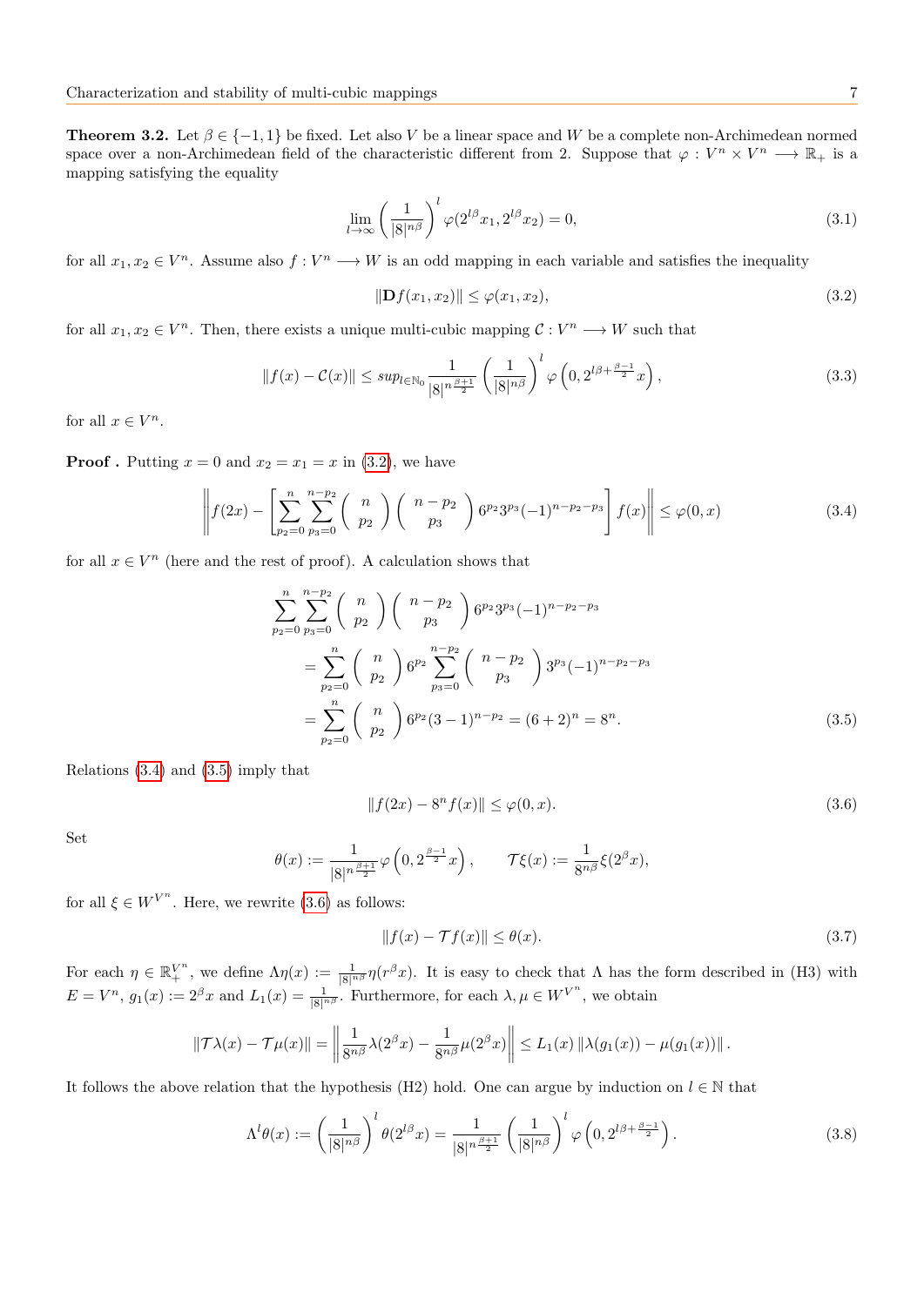**Theorem 3.2.** Let $\beta \in \{-1, 1\}$ be fixed. Let also $V$ be a linear space and $W$ be a complete non-Archimedean normed space over a non-Archimedean field of the characteristic different from 2. Suppose that $\varphi : V^n \times V^n \longrightarrow \mathbb{R}_+$ is a mapping satisfying the equality

$$\lim_{l\to\infty} \left(\frac{1}{|8|^{n\beta}}\right)^l \varphi(2^{l\beta}x_1, 2^{l\beta}x_2) = 0, \tag{3.1}$$

for all $x_1, x_2 \in V^n$. Assume also $f : V^n \longrightarrow W$ is an odd mapping in each variable and satisfies the inequality

$$\|\mathbf{D}f(x_1, x_2)\| \leq \varphi(x_1, x_2), \tag{3.2}$$

for all $x_1, x_2 \in V^n$. Then, there exists a unique multi-cubic mapping $\mathcal{C} : V^n \longrightarrow W$ such that

$$\|f(x) - \mathcal{C}(x)\| \leq sup_{l\in\mathbb{N}_0} \frac{1}{|8|^{n\frac{\beta+1}{2}}} \left(\frac{1}{|8|^{n\beta}}\right)^l \varphi\left(0, 2^{l\beta + \frac{\beta-1}{2}}x\right), \tag{3.3}$$

for all $x \in V^n$.

**Proof .** Putting $x = 0$ and $x_2 = x_1 = x$ in (3.2), we have

$$\left\| f(2x) - \left[\sum_{p_2=0}^{n}\sum_{p_3=0}^{n-p_2} \binom{n}{p_2}\binom{n-p_2}{p_3} 6^{p_2}3^{p_3}(-1)^{n-p_2-p_3}\right] f(x)\right\| \leq \varphi(0, x) \tag{3.4}$$

for all $x \in V^n$ (here and the rest of proof). A calculation shows that

$$\begin{aligned}
&\sum_{p_2=0}^{n}\sum_{p_3=0}^{n-p_2} \binom{n}{p_2}\binom{n-p_2}{p_3} 6^{p_2}3^{p_3}(-1)^{n-p_2-p_3} \\
&\quad = \sum_{p_2=0}^{n} \binom{n}{p_2} 6^{p_2} \sum_{p_3=0}^{n-p_2} \binom{n-p_2}{p_3} 3^{p_3}(-1)^{n-p_2-p_3} \\
&\quad = \sum_{p_2=0}^{n} \binom{n}{p_2} 6^{p_2}(3-1)^{n-p_2} = (6+2)^n = 8^n.
\end{aligned} \tag{3.5}$$

Relations (3.4) and (3.5) imply that

$$\|f(2x) - 8^n f(x)\| \leq \varphi(0, x). \tag{3.6}$$

Set

$$\theta(x) := \frac{1}{|8|^{n\frac{\beta+1}{2}}}\varphi\left(0, 2^{\frac{\beta-1}{2}}x\right), \qquad \mathcal{T}\xi(x) := \frac{1}{8^{n\beta}}\xi(2^\beta x),$$

for all $\xi \in W^{V^n}$. Here, we rewrite (3.6) as follows:

$$\|f(x) - \mathcal{T}f(x)\| \leq \theta(x). \tag{3.7}$$

For each $\eta \in \mathbb{R}_+^{V^n}$, we define $\Lambda\eta(x) := \frac{1}{|8|^{n\beta}}\eta(r^\beta x)$. It is easy to check that $\Lambda$ has the form described in (H3) with $E = V^n$, $g_1(x) := 2^\beta x$ and $L_1(x) = \frac{1}{|8|^{n\beta}}$. Furthermore, for each $\lambda, \mu \in W^{V^n}$, we obtain

$$\|\mathcal{T}\lambda(x) - \mathcal{T}\mu(x)\| = \left\|\frac{1}{8^{n\beta}}\lambda(2^\beta x) - \frac{1}{8^{n\beta}}\mu(2^\beta x)\right\| \leq L_1(x)\,\|\lambda(g_1(x)) - \mu(g_1(x))\|.$$

It follows the above relation that the hypothesis (H2) hold. One can argue by induction on $l \in \mathbb{N}$ that

$$\Lambda^l\theta(x) := \left(\frac{1}{|8|^{n\beta}}\right)^l \theta(2^{l\beta}x) = \frac{1}{|8|^{n\frac{\beta+1}{2}}}\left(\frac{1}{|8|^{n\beta}}\right)^l \varphi\left(0, 2^{l\beta+\frac{\beta-1}{2}}\right). \tag{3.8}$$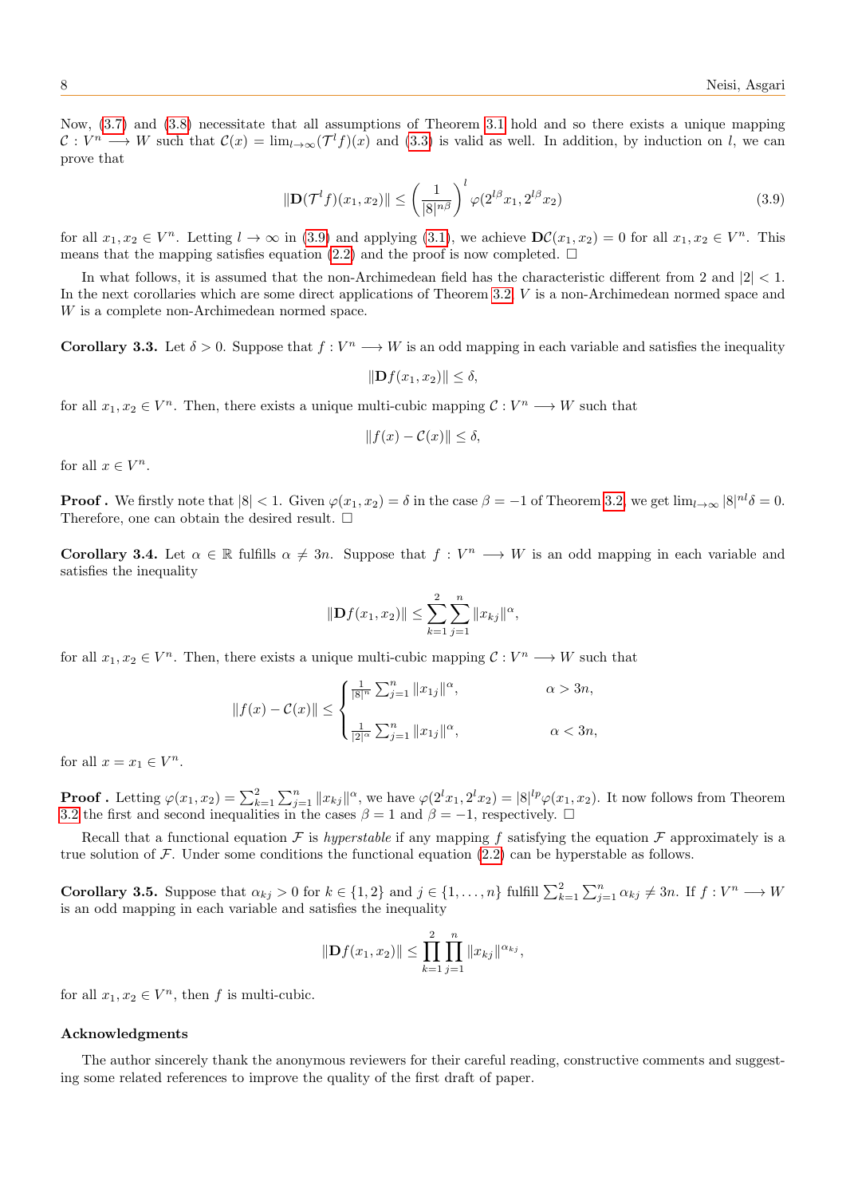Now, (3.7) and (3.8) necessitate that all assumptions of Theorem 3.1 hold and so there exists a unique mapping $\mathcal{C} : V^n \longrightarrow W$ such that $\mathcal{C}(x) = \lim_{l\to\infty}(\mathcal{T}^l f)(x)$ and (3.3) is valid as well. In addition, by induction on $l$, we can prove that

$$\|\mathbf{D}(\mathcal{T}^l f)(x_1, x_2)\| \leq \left(\frac{1}{|8|^{n\beta}}\right)^l \varphi(2^{l\beta}x_1, 2^{l\beta}x_2) \tag{3.9}$$

for all $x_1, x_2 \in V^n$. Letting $l \to \infty$ in (3.9) and applying (3.1), we achieve $\mathbf{D}\mathcal{C}(x_1, x_2) = 0$ for all $x_1, x_2 \in V^n$. This means that the mapping satisfies equation (2.2) and the proof is now completed. □

In what follows, it is assumed that the non-Archimedean field has the characteristic different from 2 and $|2| < 1$. In the next corollaries which are some direct applications of Theorem 3.2, $V$ is a non-Archimedean normed space and $W$ is a complete non-Archimedean normed space.

**Corollary 3.3.** Let $\delta > 0$. Suppose that $f : V^n \longrightarrow W$ is an odd mapping in each variable and satisfies the inequality

$$\|\mathbf{D}f(x_1, x_2)\| \leq \delta,$$

for all $x_1, x_2 \in V^n$. Then, there exists a unique multi-cubic mapping $\mathcal{C} : V^n \longrightarrow W$ such that

$$\|f(x) - \mathcal{C}(x)\| \leq \delta,$$

for all $x \in V^n$.

**Proof .** We firstly note that $|8| < 1$. Given $\varphi(x_1, x_2) = \delta$ in the case $\beta = -1$ of Theorem 3.2, we get $\lim_{l\to\infty} |8|^{nl}\delta = 0$. Therefore, one can obtain the desired result. □

**Corollary 3.4.** Let $\alpha \in \mathbb{R}$ fulfills $\alpha \neq 3n$. Suppose that $f : V^n \longrightarrow W$ is an odd mapping in each variable and satisfies the inequality

$$\|\mathbf{D}f(x_1, x_2)\| \leq \sum_{k=1}^{2}\sum_{j=1}^{n} \|x_{kj}\|^{\alpha},$$

for all $x_1, x_2 \in V^n$. Then, there exists a unique multi-cubic mapping $\mathcal{C} : V^n \longrightarrow W$ such that

$$\|f(x) - \mathcal{C}(x)\| \leq \begin{cases} \frac{1}{|8|^n}\sum_{j=1}^{n} \|x_{1j}\|^{\alpha}, & \alpha > 3n, \\ \\ \frac{1}{|2|^{\alpha}}\sum_{j=1}^{n} \|x_{1j}\|^{\alpha}, & \alpha < 3n, \end{cases}$$

for all $x = x_1 \in V^n$.

**Proof .** Letting $\varphi(x_1, x_2) = \sum_{k=1}^{2}\sum_{j=1}^{n} \|x_{kj}\|^{\alpha}$, we have $\varphi(2^l x_1, 2^l x_2) = |8|^{lp}\varphi(x_1, x_2)$. It now follows from Theorem 3.2 the first and second inequalities in the cases $\beta = 1$ and $\beta = -1$, respectively. □

Recall that a functional equation $\mathcal{F}$ is *hyperstable* if any mapping $f$ satisfying the equation $\mathcal{F}$ approximately is a true solution of $\mathcal{F}$. Under some conditions the functional equation (2.2) can be hyperstable as follows.

**Corollary 3.5.** Suppose that $\alpha_{kj} > 0$ for $k \in \{1, 2\}$ and $j \in \{1, \ldots, n\}$ fulfill $\sum_{k=1}^{2}\sum_{j=1}^{n} \alpha_{kj} \neq 3n$. If $f : V^n \longrightarrow W$ is an odd mapping in each variable and satisfies the inequality

$$\|\mathbf{D}f(x_1, x_2)\| \leq \prod_{k=1}^{2}\prod_{j=1}^{n} \|x_{kj}\|^{\alpha_{kj}},$$

for all $x_1, x_2 \in V^n$, then $f$ is multi-cubic.

### Acknowledgments

The author sincerely thank the anonymous reviewers for their careful reading, constructive comments and suggesting some related references to improve the quality of the first draft of paper.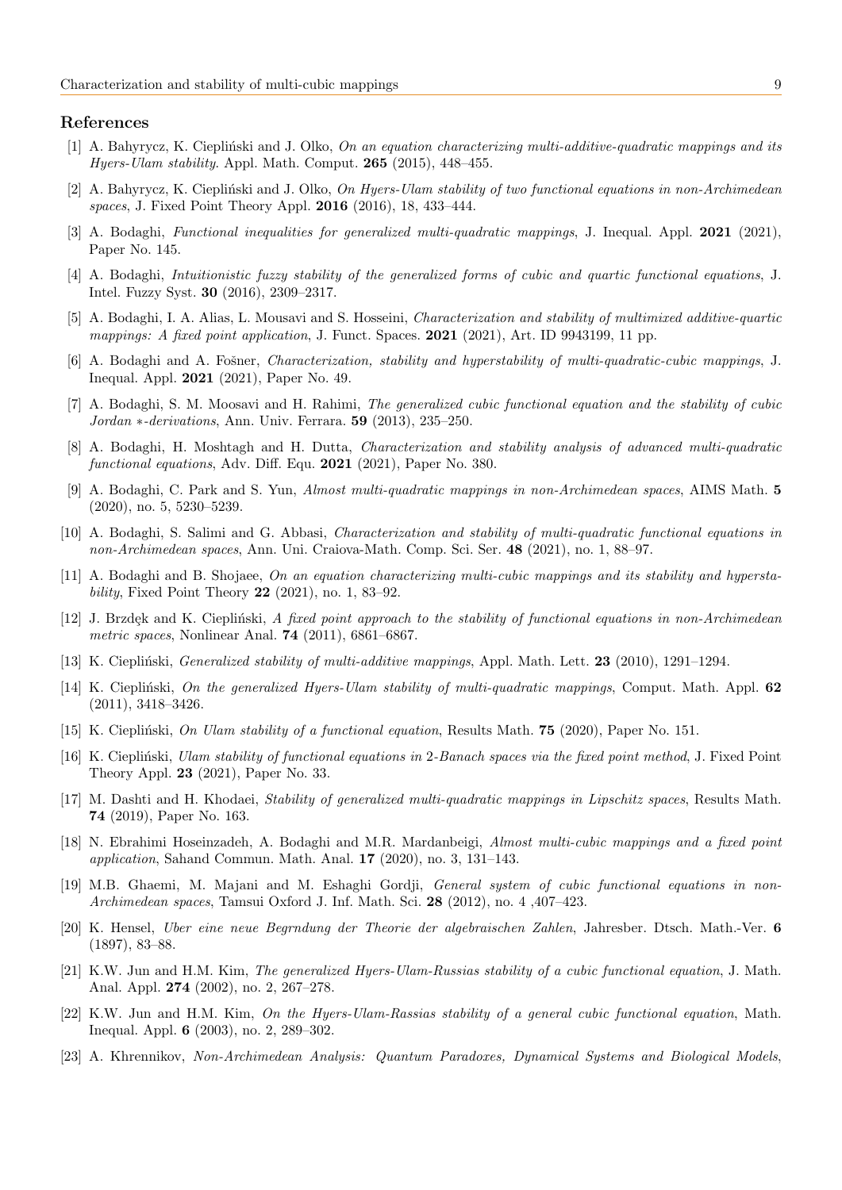## References

[1] A. Bahyrycz, K. Ciepliński and J. Olko, *On an equation characterizing multi-additive-quadratic mappings and its Hyers-Ulam stability*. Appl. Math. Comput. **265** (2015), 448–455.

[2] A. Bahyrycz, K. Ciepliński and J. Olko, *On Hyers-Ulam stability of two functional equations in non-Archimedean spaces*, J. Fixed Point Theory Appl. **2016** (2016), 18, 433–444.

[3] A. Bodaghi, *Functional inequalities for generalized multi-quadratic mappings*, J. Inequal. Appl. **2021** (2021), Paper No. 145.

[4] A. Bodaghi, *Intuitionistic fuzzy stability of the generalized forms of cubic and quartic functional equations*, J. Intel. Fuzzy Syst. **30** (2016), 2309–2317.

[5] A. Bodaghi, I. A. Alias, L. Mousavi and S. Hosseini, *Characterization and stability of multimixed additive-quartic mappings: A fixed point application*, J. Funct. Spaces. **2021** (2021), Art. ID 9943199, 11 pp.

[6] A. Bodaghi and A. Fošner, *Characterization, stability and hyperstability of multi-quadratic-cubic mappings*, J. Inequal. Appl. **2021** (2021), Paper No. 49.

[7] A. Bodaghi, S. M. Moosavi and H. Rahimi, *The generalized cubic functional equation and the stability of cubic Jordan ∗-derivations*, Ann. Univ. Ferrara. **59** (2013), 235–250.

[8] A. Bodaghi, H. Moshtagh and H. Dutta, *Characterization and stability analysis of advanced multi-quadratic functional equations*, Adv. Diff. Equ. **2021** (2021), Paper No. 380.

[9] A. Bodaghi, C. Park and S. Yun, *Almost multi-quadratic mappings in non-Archimedean spaces*, AIMS Math. **5** (2020), no. 5, 5230–5239.

[10] A. Bodaghi, S. Salimi and G. Abbasi, *Characterization and stability of multi-quadratic functional equations in non-Archimedean spaces*, Ann. Uni. Craiova-Math. Comp. Sci. Ser. **48** (2021), no. 1, 88–97.

[11] A. Bodaghi and B. Shojaee, *On an equation characterizing multi-cubic mappings and its stability and hyperstability*, Fixed Point Theory **22** (2021), no. 1, 83–92.

[12] J. Brzdęk and K. Ciepliński, *A fixed point approach to the stability of functional equations in non-Archimedean metric spaces*, Nonlinear Anal. **74** (2011), 6861–6867.

[13] K. Ciepliński, *Generalized stability of multi-additive mappings*, Appl. Math. Lett. **23** (2010), 1291–1294.

[14] K. Ciepliński, *On the generalized Hyers-Ulam stability of multi-quadratic mappings*, Comput. Math. Appl. **62** (2011), 3418–3426.

[15] K. Ciepliński, *On Ulam stability of a functional equation*, Results Math. **75** (2020), Paper No. 151.

[16] K. Ciepliński, *Ulam stability of functional equations in 2-Banach spaces via the fixed point method*, J. Fixed Point Theory Appl. **23** (2021), Paper No. 33.

[17] M. Dashti and H. Khodaei, *Stability of generalized multi-quadratic mappings in Lipschitz spaces*, Results Math. **74** (2019), Paper No. 163.

[18] N. Ebrahimi Hoseinzadeh, A. Bodaghi and M.R. Mardanbeigi, *Almost multi-cubic mappings and a fixed point application*, Sahand Commun. Math. Anal. **17** (2020), no. 3, 131–143.

[19] M.B. Ghaemi, M. Majani and M. Eshaghi Gordji, *General system of cubic functional equations in non-Archimedean spaces*, Tamsui Oxford J. Inf. Math. Sci. **28** (2012), no. 4 ,407–423.

[20] K. Hensel, *Uber eine neue Begrndung der Theorie der algebraischen Zahlen*, Jahresber. Dtsch. Math.-Ver. **6** (1897), 83–88.

[21] K.W. Jun and H.M. Kim, *The generalized Hyers-Ulam-Russias stability of a cubic functional equation*, J. Math. Anal. Appl. **274** (2002), no. 2, 267–278.

[22] K.W. Jun and H.M. Kim, *On the Hyers-Ulam-Rassias stability of a general cubic functional equation*, Math. Inequal. Appl. **6** (2003), no. 2, 289–302.

[23] A. Khrennikov, *Non-Archimedean Analysis: Quantum Paradoxes, Dynamical Systems and Biological Models*,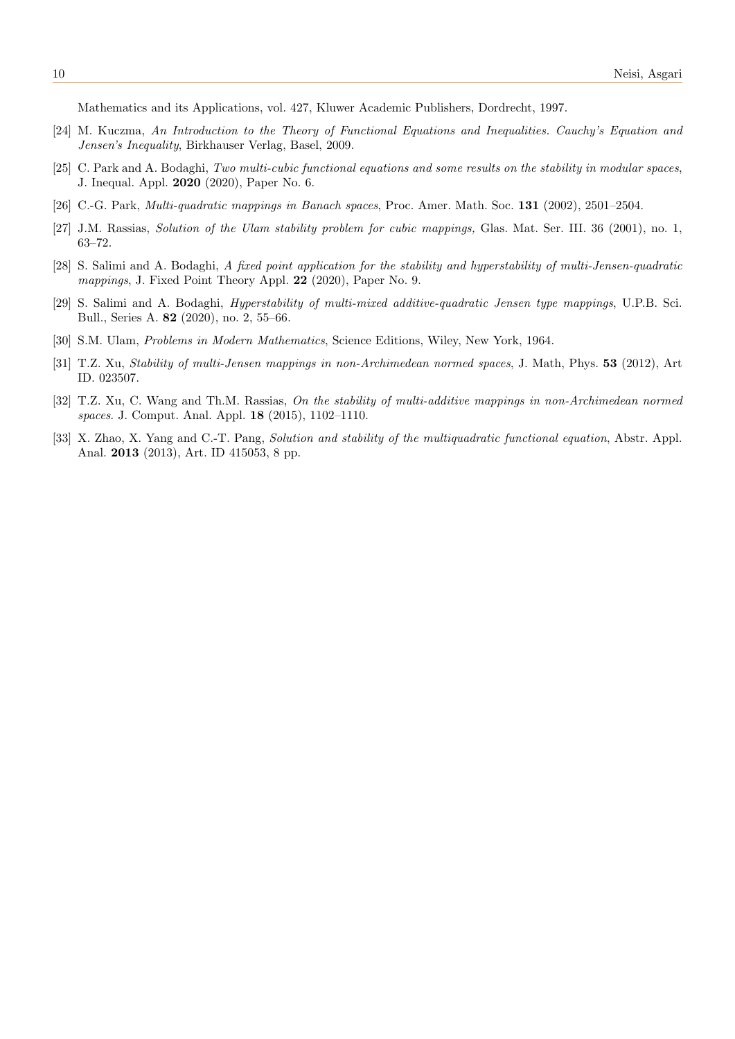Mathematics and its Applications, vol. 427, Kluwer Academic Publishers, Dordrecht, 1997.

[24] M. Kuczma, *An Introduction to the Theory of Functional Equations and Inequalities. Cauchy's Equation and Jensen's Inequality*, Birkhauser Verlag, Basel, 2009.

[25] C. Park and A. Bodaghi, *Two multi-cubic functional equations and some results on the stability in modular spaces*, J. Inequal. Appl. **2020** (2020), Paper No. 6.

[26] C.-G. Park, *Multi-quadratic mappings in Banach spaces*, Proc. Amer. Math. Soc. **131** (2002), 2501–2504.

[27] J.M. Rassias, *Solution of the Ulam stability problem for cubic mappings,* Glas. Mat. Ser. III. 36 (2001), no. 1, 63–72.

[28] S. Salimi and A. Bodaghi, *A fixed point application for the stability and hyperstability of multi-Jensen-quadratic mappings*, J. Fixed Point Theory Appl. **22** (2020), Paper No. 9.

[29] S. Salimi and A. Bodaghi, *Hyperstability of multi-mixed additive-quadratic Jensen type mappings*, U.P.B. Sci. Bull., Series A. **82** (2020), no. 2, 55–66.

[30] S.M. Ulam, *Problems in Modern Mathematics*, Science Editions, Wiley, New York, 1964.

[31] T.Z. Xu, *Stability of multi-Jensen mappings in non-Archimedean normed spaces*, J. Math, Phys. **53** (2012), Art ID. 023507.

[32] T.Z. Xu, C. Wang and Th.M. Rassias, *On the stability of multi-additive mappings in non-Archimedean normed spaces*. J. Comput. Anal. Appl. **18** (2015), 1102–1110.

[33] X. Zhao, X. Yang and C.-T. Pang, *Solution and stability of the multiquadratic functional equation*, Abstr. Appl. Anal. **2013** (2013), Art. ID 415053, 8 pp.